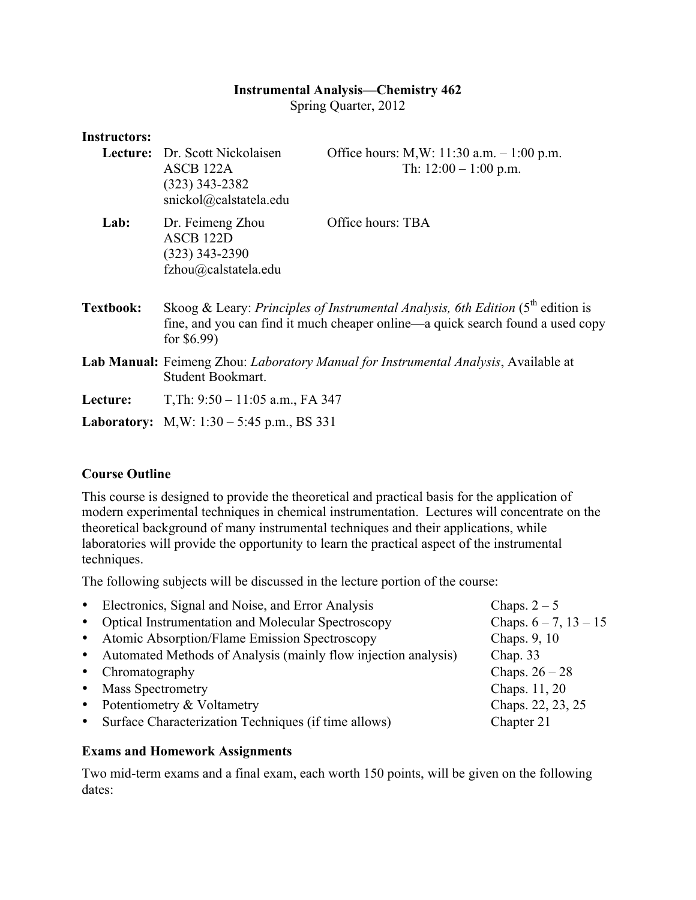# Instrumental Analysis—Chemistry 462

Spring Quarter, 2012

**Instructors:**

**Lecture:** Dr. Scott Nickolaisen
ASCB 122A
(323) 343-2382
snickol@calstatela.edu

Office hours: M,W: 11:30 a.m. – 1:00 p.m.
Th: 12:00 – 1:00 p.m.

**Lab:** Dr. Feimeng Zhou
ASCB 122D
(323) 343-2390
fzhou@calstatela.edu

Office hours: TBA

**Textbook:** Skoog & Leary: *Principles of Instrumental Analysis, 6th Edition* (5th edition is fine, and you can find it much cheaper online—a quick search found a used copy for $6.99)

**Lab Manual:** Feimeng Zhou: *Laboratory Manual for Instrumental Analysis*, Available at Student Bookmart.

**Lecture:** T,Th: 9:50 – 11:05 a.m., FA 347

**Laboratory:** M,W: 1:30 – 5:45 p.m., BS 331

## Course Outline

This course is designed to provide the theoretical and practical basis for the application of modern experimental techniques in chemical instrumentation. Lectures will concentrate on the theoretical background of many instrumental techniques and their applications, while laboratories will provide the opportunity to learn the practical aspect of the instrumental techniques.

The following subjects will be discussed in the lecture portion of the course:

- Electronics, Signal and Noise, and Error Analysis — Chaps. 2 – 5
- Optical Instrumentation and Molecular Spectroscopy — Chaps. 6 – 7, 13 – 15
- Atomic Absorption/Flame Emission Spectroscopy — Chaps. 9, 10
- Automated Methods of Analysis (mainly flow injection analysis) — Chap. 33
- Chromatography — Chaps. 26 – 28
- Mass Spectrometry — Chaps. 11, 20
- Potentiometry & Voltametry — Chaps. 22, 23, 25
- Surface Characterization Techniques (if time allows) — Chapter 21

## Exams and Homework Assignments

Two mid-term exams and a final exam, each worth 150 points, will be given on the following dates: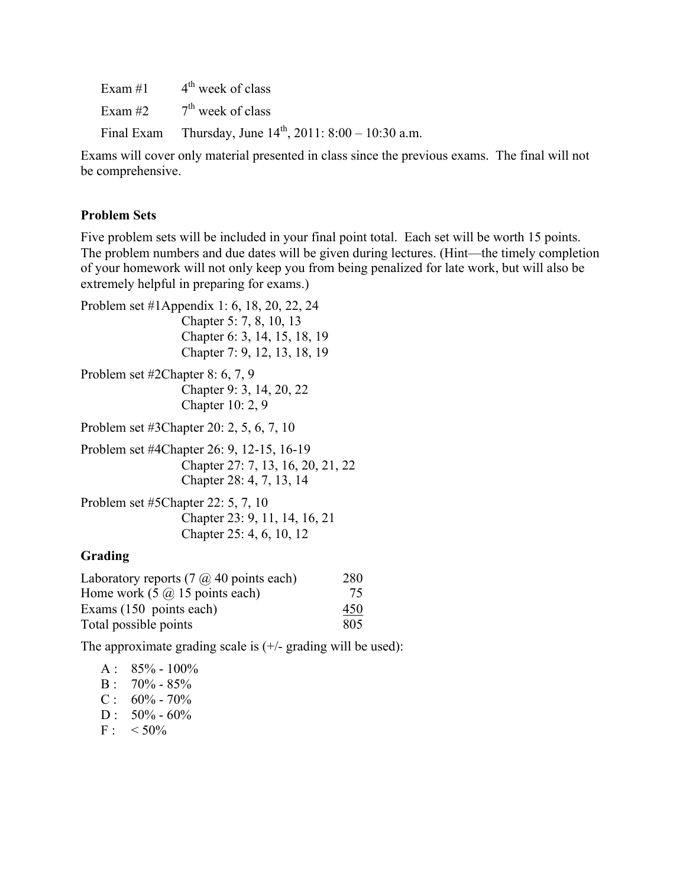| | |
|---|---|
| Exam #1 | 4th week of class |
| Exam #2 | 7th week of class |
| Final Exam | Thursday, June 14th, 2011: 8:00 – 10:30 a.m. |

Exams will cover only material presented in class since the previous exams. The final will not be comprehensive.

**Problem Sets**

Five problem sets will be included in your final point total. Each set will be worth 15 points. The problem numbers and due dates will be given during lectures. (Hint—the timely completion of your homework will not only keep you from being penalized for late work, but will also be extremely helpful in preparing for exams.)

Problem set #1 Appendix 1: 6, 18, 20, 22, 24
Chapter 5: 7, 8, 10, 13
Chapter 6: 3, 14, 15, 18, 19
Chapter 7: 9, 12, 13, 18, 19

Problem set #2 Chapter 8: 6, 7, 9
Chapter 9: 3, 14, 20, 22
Chapter 10: 2, 9

Problem set #3 Chapter 20: 2, 5, 6, 7, 10

Problem set #4 Chapter 26: 9, 12-15, 16-19
Chapter 27: 7, 13, 16, 20, 21, 22
Chapter 28: 4, 7, 13, 14

Problem set #5 Chapter 22: 5, 7, 10
Chapter 23: 9, 11, 14, 16, 21
Chapter 25: 4, 6, 10, 12

**Grading**

| | |
|---|---|
| Laboratory reports (7 @ 40 points each) | 280 |
| Home work (5 @ 15 points each) | 75 |
| Exams (150 points each) | 450 |
| Total possible points | 805 |

The approximate grading scale is (+/- grading will be used):

A : 85% - 100%
B : 70% - 85%
C : 60% - 70%
D : 50% - 60%
F : < 50%